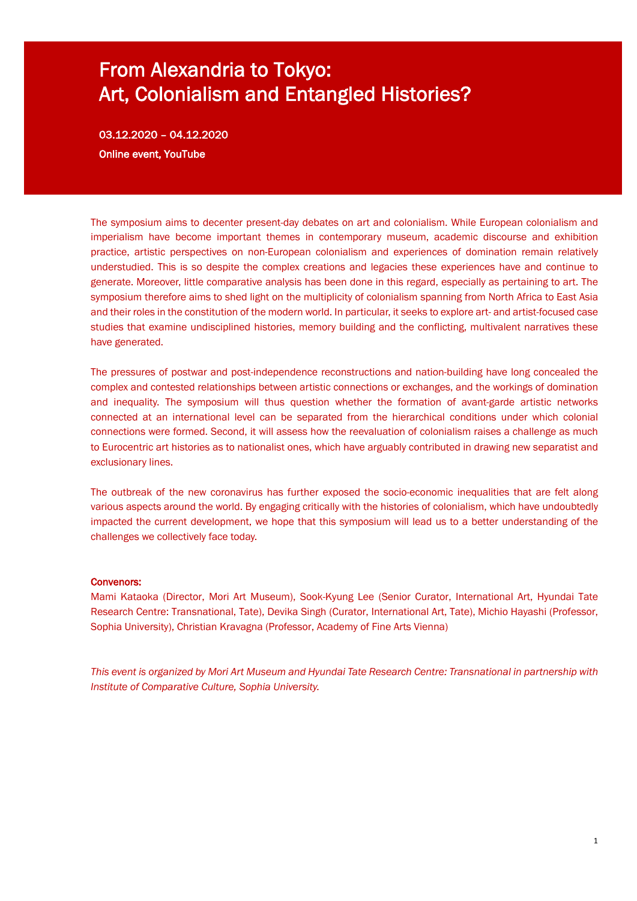# From Alexandria to Tokyo: Art, Colonialism and Entangled Histories?

**03.12.2020 – 04.12.2020**

**Online event, YouTube**

The symposium aims to decenter present-day debates on art and colonialism. While European colonialism and imperialism have become important themes in contemporary museum, academic discourse and exhibition practice, artistic perspectives on non-European colonialism and experiences of domination remain relatively understudied. This is so despite the complex creations and legacies these experiences have and continue to generate. Moreover, little comparative analysis has been done in this regard, especially as pertaining to art. The symposium therefore aims to shed light on the multiplicity of colonialism spanning from North Africa to East Asia and their roles in the constitution of the modern world. In particular, it seeks to explore art- and artist-focused case studies that examine undisciplined histories, memory building and the conflicting, multivalent narratives these have generated.

The pressures of postwar and post-independence reconstructions and nation-building have long concealed the complex and contested relationships between artistic connections or exchanges, and the workings of domination and inequality. The symposium will thus question whether the formation of avant-garde artistic networks connected at an international level can be separated from the hierarchical conditions under which colonial connections were formed. Second, it will assess how the reevaluation of colonialism raises a challenge as much to Eurocentric art histories as to nationalist ones, which have arguably contributed in drawing new separatist and exclusionary lines.

The outbreak of the new coronavirus has further exposed the socio-economic inequalities that are felt along various aspects around the world. By engaging critically with the histories of colonialism, which have undoubtedly impacted the current development, we hope that this symposium will lead us to a better understanding of the challenges we collectively face today.

**Convenors:**

Mami Kataoka (Director, Mori Art Museum), Sook-Kyung Lee (Senior Curator, International Art, Hyundai Tate Research Centre: Transnational, Tate), Devika Singh (Curator, International Art, Tate), Michio Hayashi (Professor, Sophia University), Christian Kravagna (Professor, Academy of Fine Arts Vienna)

*This event is organized by Mori Art Museum and Hyundai Tate Research Centre: Transnational in partnership with Institute of Comparative Culture, Sophia University.*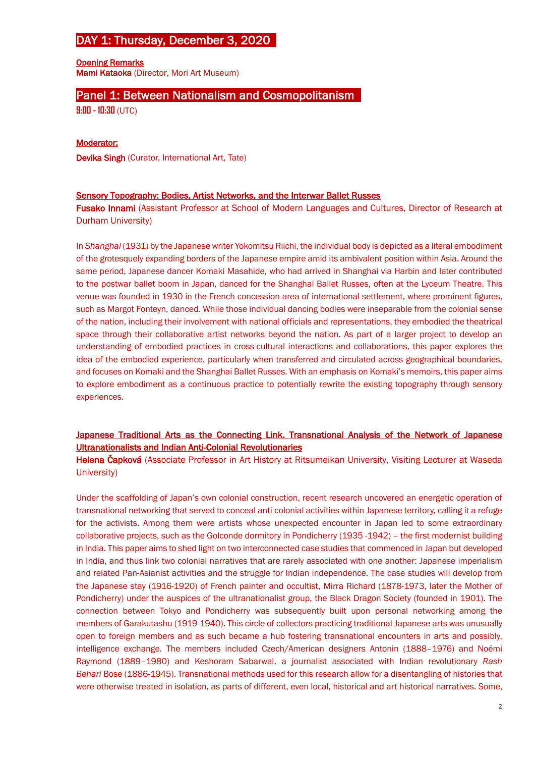# DAY 1: Thursday, December 3, 2020

**Opening Remarks**
**Mami Kataoka** (Director, Mori Art Museum)

## Panel 1: Between Nationalism and Cosmopolitanism

**9:00 - 10:30** (UTC)

**Moderator:**

**Devika Singh** (Curator, International Art, Tate)

### Sensory Topography: Bodies, Artist Networks, and the Interwar Ballet Russes

**Fusako Innami** (Assistant Professor at School of Modern Languages and Cultures, Director of Research at Durham University)

In *Shanghai* (1931) by the Japanese writer Yokomitsu Riichi, the individual body is depicted as a literal embodiment of the grotesquely expanding borders of the Japanese empire amid its ambivalent position within Asia. Around the same period, Japanese dancer Komaki Masahide, who had arrived in Shanghai via Harbin and later contributed to the postwar ballet boom in Japan, danced for the Shanghai Ballet Russes, often at the Lyceum Theatre. This venue was founded in 1930 in the French concession area of international settlement, where prominent figures, such as Margot Fonteyn, danced. While those individual dancing bodies were inseparable from the colonial sense of the nation, including their involvement with national officials and representations, they embodied the theatrical space through their collaborative artist networks beyond the nation. As part of a larger project to develop an understanding of embodied practices in cross-cultural interactions and collaborations, this paper explores the idea of the embodied experience, particularly when transferred and circulated across geographical boundaries, and focuses on Komaki and the Shanghai Ballet Russes. With an emphasis on Komaki's memoirs, this paper aims to explore embodiment as a continuous practice to potentially rewrite the existing topography through sensory experiences.

### Japanese Traditional Arts as the Connecting Link. Transnational Analysis of the Network of Japanese Ultranationalists and Indian Anti-Colonial Revolutionaries

**Helena Čapková** (Associate Professor in Art History at Ritsumeikan University, Visiting Lecturer at Waseda University)

Under the scaffolding of Japan's own colonial construction, recent research uncovered an energetic operation of transnational networking that served to conceal anti-colonial activities within Japanese territory, calling it a refuge for the activists. Among them were artists whose unexpected encounter in Japan led to some extraordinary collaborative projects, such as the Golconde dormitory in Pondicherry (1935 -1942) – the first modernist building in India. This paper aims to shed light on two interconnected case studies that commenced in Japan but developed in India, and thus link two colonial narratives that are rarely associated with one another: Japanese imperialism and related Pan-Asianist activities and the struggle for Indian independence. The case studies will develop from the Japanese stay (1916-1920) of French painter and occultist, Mirra Richard (1878-1973, later the Mother of Pondicherry) under the auspices of the ultranationalist group, the Black Dragon Society (founded in 1901). The connection between Tokyo and Pondicherry was subsequently built upon personal networking among the members of Garakutashu (1919-1940). This circle of collectors practicing traditional Japanese arts was unusually open to foreign members and as such became a hub fostering transnational encounters in arts and possibly, intelligence exchange. The members included Czech/American designers Antonin (1888–1976) and Noémi Raymond (1889–1980) and Keshoram Sabarwal, a journalist associated with Indian revolutionary *Rash Behari* Bose (1886-1945). Transnational methods used for this research allow for a disentangling of histories that were otherwise treated in isolation, as parts of different, even local, historical and art historical narratives. Some,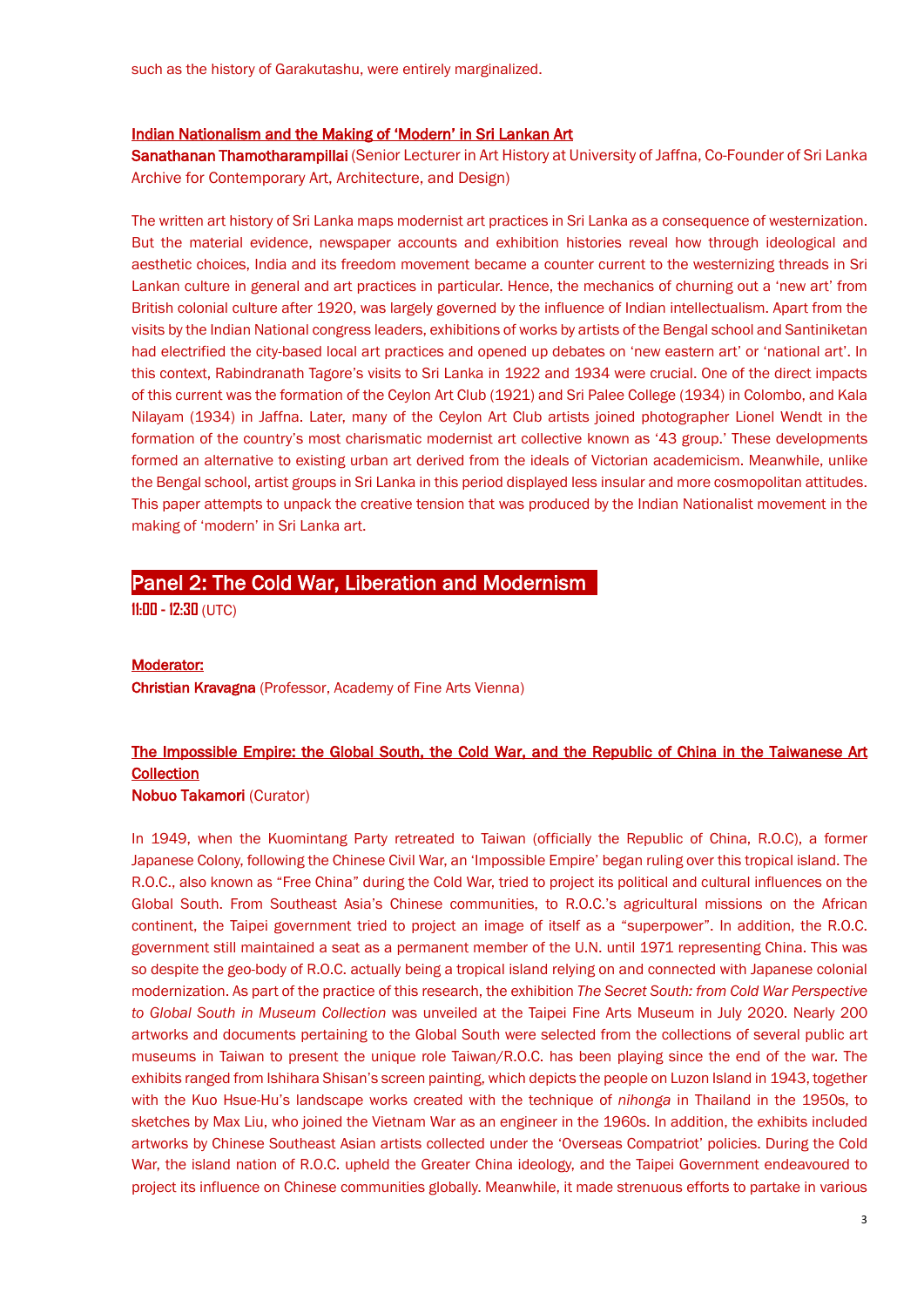such as the history of Garakutashu, were entirely marginalized.

### Indian Nationalism and the Making of 'Modern' in Sri Lankan Art

**Sanathanan Thamotharampillai** (Senior Lecturer in Art History at University of Jaffna, Co-Founder of Sri Lanka Archive for Contemporary Art, Architecture, and Design)

The written art history of Sri Lanka maps modernist art practices in Sri Lanka as a consequence of westernization. But the material evidence, newspaper accounts and exhibition histories reveal how through ideological and aesthetic choices, India and its freedom movement became a counter current to the westernizing threads in Sri Lankan culture in general and art practices in particular. Hence, the mechanics of churning out a 'new art' from British colonial culture after 1920, was largely governed by the influence of Indian intellectualism. Apart from the visits by the Indian National congress leaders, exhibitions of works by artists of the Bengal school and Santiniketan had electrified the city-based local art practices and opened up debates on 'new eastern art' or 'national art'. In this context, Rabindranath Tagore's visits to Sri Lanka in 1922 and 1934 were crucial. One of the direct impacts of this current was the formation of the Ceylon Art Club (1921) and Sri Palee College (1934) in Colombo, and Kala Nilayam (1934) in Jaffna. Later, many of the Ceylon Art Club artists joined photographer Lionel Wendt in the formation of the country's most charismatic modernist art collective known as '43 group.' These developments formed an alternative to existing urban art derived from the ideals of Victorian academicism. Meanwhile, unlike the Bengal school, artist groups in Sri Lanka in this period displayed less insular and more cosmopolitan attitudes. This paper attempts to unpack the creative tension that was produced by the Indian Nationalist movement in the making of 'modern' in Sri Lanka art.

## Panel 2: The Cold War, Liberation and Modernism

**11:00 - 12:30** (UTC)

**Moderator:**

**Christian Kravagna** (Professor, Academy of Fine Arts Vienna)

### The Impossible Empire: the Global South, the Cold War, and the Republic of China in the Taiwanese Art Collection

**Nobuo Takamori** (Curator)

In 1949, when the Kuomintang Party retreated to Taiwan (officially the Republic of China, R.O.C), a former Japanese Colony, following the Chinese Civil War, an 'Impossible Empire' began ruling over this tropical island. The R.O.C., also known as "Free China" during the Cold War, tried to project its political and cultural influences on the Global South. From Southeast Asia's Chinese communities, to R.O.C.'s agricultural missions on the African continent, the Taipei government tried to project an image of itself as a "superpower". In addition, the R.O.C. government still maintained a seat as a permanent member of the U.N. until 1971 representing China. This was so despite the geo-body of R.O.C. actually being a tropical island relying on and connected with Japanese colonial modernization. As part of the practice of this research, the exhibition *The Secret South: from Cold War Perspective to Global South in Museum Collection* was unveiled at the Taipei Fine Arts Museum in July 2020. Nearly 200 artworks and documents pertaining to the Global South were selected from the collections of several public art museums in Taiwan to present the unique role Taiwan/R.O.C. has been playing since the end of the war. The exhibits ranged from Ishihara Shisan's screen painting, which depicts the people on Luzon Island in 1943, together with the Kuo Hsue-Hu's landscape works created with the technique of *nihonga* in Thailand in the 1950s, to sketches by Max Liu, who joined the Vietnam War as an engineer in the 1960s. In addition, the exhibits included artworks by Chinese Southeast Asian artists collected under the 'Overseas Compatriot' policies. During the Cold War, the island nation of R.O.C. upheld the Greater China ideology, and the Taipei Government endeavoured to project its influence on Chinese communities globally. Meanwhile, it made strenuous efforts to partake in various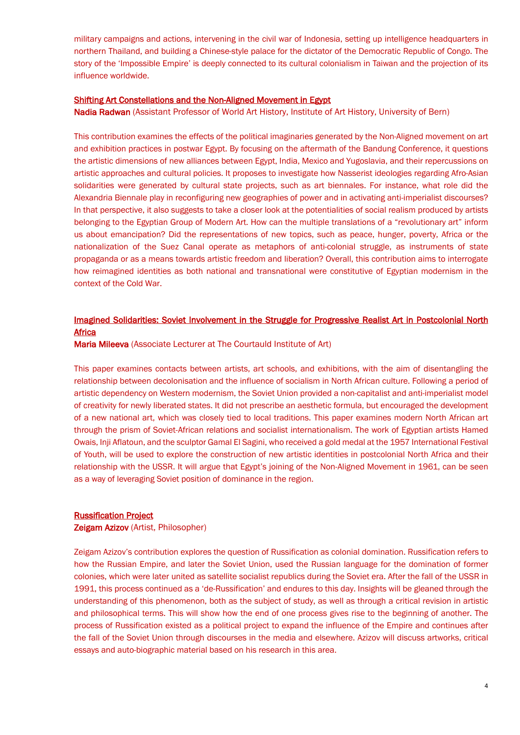military campaigns and actions, intervening in the civil war of Indonesia, setting up intelligence headquarters in northern Thailand, and building a Chinese-style palace for the dictator of the Democratic Republic of Congo. The story of the 'Impossible Empire' is deeply connected to its cultural colonialism in Taiwan and the projection of its influence worldwide.

### Shifting Art Constellations and the Non-Aligned Movement in Egypt

**Nadia Radwan** (Assistant Professor of World Art History, Institute of Art History, University of Bern)

This contribution examines the effects of the political imaginaries generated by the Non-Aligned movement on art and exhibition practices in postwar Egypt. By focusing on the aftermath of the Bandung Conference, it questions the artistic dimensions of new alliances between Egypt, India, Mexico and Yugoslavia, and their repercussions on artistic approaches and cultural policies. It proposes to investigate how Nasserist ideologies regarding Afro-Asian solidarities were generated by cultural state projects, such as art biennales. For instance, what role did the Alexandria Biennale play in reconfiguring new geographies of power and in activating anti-imperialist discourses? In that perspective, it also suggests to take a closer look at the potentialities of social realism produced by artists belonging to the Egyptian Group of Modern Art. How can the multiple translations of a "revolutionary art" inform us about emancipation? Did the representations of new topics, such as peace, hunger, poverty, Africa or the nationalization of the Suez Canal operate as metaphors of anti-colonial struggle, as instruments of state propaganda or as a means towards artistic freedom and liberation? Overall, this contribution aims to interrogate how reimagined identities as both national and transnational were constitutive of Egyptian modernism in the context of the Cold War.

### Imagined Solidarities: Soviet Involvement in the Struggle for Progressive Realist Art in Postcolonial North Africa

**Maria Mileeva** (Associate Lecturer at The Courtauld Institute of Art)

This paper examines contacts between artists, art schools, and exhibitions, with the aim of disentangling the relationship between decolonisation and the influence of socialism in North African culture. Following a period of artistic dependency on Western modernism, the Soviet Union provided a non-capitalist and anti-imperialist model of creativity for newly liberated states. It did not prescribe an aesthetic formula, but encouraged the development of a new national art, which was closely tied to local traditions. This paper examines modern North African art through the prism of Soviet-African relations and socialist internationalism. The work of Egyptian artists Hamed Owais, Inji Aflatoun, and the sculptor Gamal El Sagini, who received a gold medal at the 1957 International Festival of Youth, will be used to explore the construction of new artistic identities in postcolonial North Africa and their relationship with the USSR. It will argue that Egypt's joining of the Non-Aligned Movement in 1961, can be seen as a way of leveraging Soviet position of dominance in the region.

### Russification Project

**Zeigam Azizov** (Artist, Philosopher)

Zeigam Azizov's contribution explores the question of Russification as colonial domination. Russification refers to how the Russian Empire, and later the Soviet Union, used the Russian language for the domination of former colonies, which were later united as satellite socialist republics during the Soviet era. After the fall of the USSR in 1991, this process continued as a 'de-Russification' and endures to this day. Insights will be gleaned through the understanding of this phenomenon, both as the subject of study, as well as through a critical revision in artistic and philosophical terms. This will show how the end of one process gives rise to the beginning of another. The process of Russification existed as a political project to expand the influence of the Empire and continues after the fall of the Soviet Union through discourses in the media and elsewhere. Azizov will discuss artworks, critical essays and auto-biographic material based on his research in this area.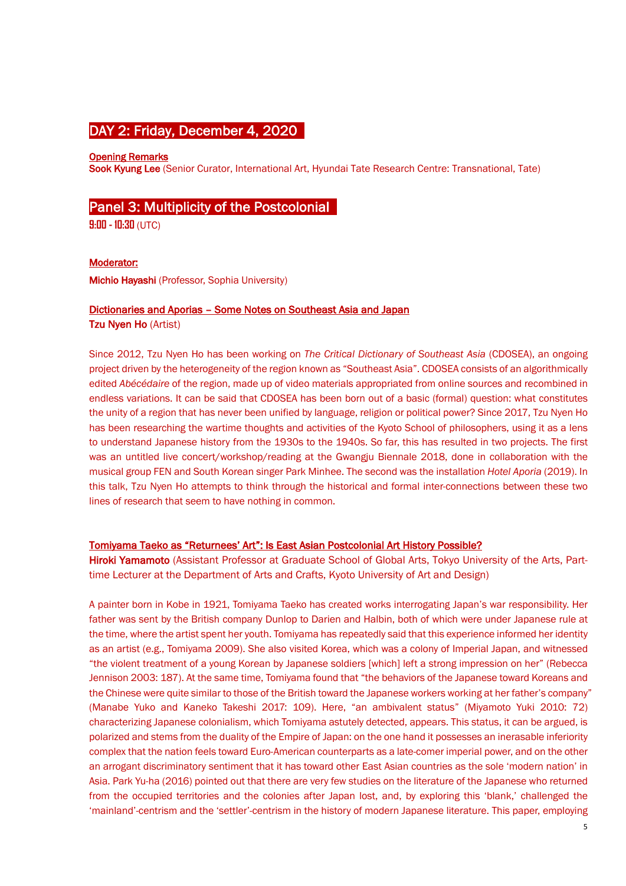## DAY 2: Friday, December 4, 2020

**Opening Remarks**
**Sook Kyung Lee** (Senior Curator, International Art, Hyundai Tate Research Centre: Transnational, Tate)

## Panel 3: Multiplicity of the Postcolonial

**9:00 - 10:30** (UTC)

**Moderator:**

**Michio Hayashi** (Professor, Sophia University)

**Dictionaries and Aporias – Some Notes on Southeast Asia and Japan**
**Tzu Nyen Ho** (Artist)

Since 2012, Tzu Nyen Ho has been working on *The Critical Dictionary of Southeast Asia* (CDOSEA), an ongoing project driven by the heterogeneity of the region known as "Southeast Asia". CDOSEA consists of an algorithmically edited *Abécédaire* of the region, made up of video materials appropriated from online sources and recombined in endless variations. It can be said that CDOSEA has been born out of a basic (formal) question: what constitutes the unity of a region that has never been unified by language, religion or political power? Since 2017, Tzu Nyen Ho has been researching the wartime thoughts and activities of the Kyoto School of philosophers, using it as a lens to understand Japanese history from the 1930s to the 1940s. So far, this has resulted in two projects. The first was an untitled live concert/workshop/reading at the Gwangju Biennale 2018, done in collaboration with the musical group FEN and South Korean singer Park Minhee. The second was the installation *Hotel Aporia* (2019). In this talk, Tzu Nyen Ho attempts to think through the historical and formal inter-connections between these two lines of research that seem to have nothing in common.

**Tomiyama Taeko as "Returnees' Art": Is East Asian Postcolonial Art History Possible?**
**Hiroki Yamamoto** (Assistant Professor at Graduate School of Global Arts, Tokyo University of the Arts, Part-time Lecturer at the Department of Arts and Crafts, Kyoto University of Art and Design)

A painter born in Kobe in 1921, Tomiyama Taeko has created works interrogating Japan's war responsibility. Her father was sent by the British company Dunlop to Darien and Halbin, both of which were under Japanese rule at the time, where the artist spent her youth. Tomiyama has repeatedly said that this experience informed her identity as an artist (e.g., Tomiyama 2009). She also visited Korea, which was a colony of Imperial Japan, and witnessed "the violent treatment of a young Korean by Japanese soldiers [which] left a strong impression on her" (Rebecca Jennison 2003: 187). At the same time, Tomiyama found that "the behaviors of the Japanese toward Koreans and the Chinese were quite similar to those of the British toward the Japanese workers working at her father's company" (Manabe Yuko and Kaneko Takeshi 2017: 109). Here, "an ambivalent status" (Miyamoto Yuki 2010: 72) characterizing Japanese colonialism, which Tomiyama astutely detected, appears. This status, it can be argued, is polarized and stems from the duality of the Empire of Japan: on the one hand it possesses an inerasable inferiority complex that the nation feels toward Euro-American counterparts as a late-comer imperial power, and on the other an arrogant discriminatory sentiment that it has toward other East Asian countries as the sole 'modern nation' in Asia. Park Yu-ha (2016) pointed out that there are very few studies on the literature of the Japanese who returned from the occupied territories and the colonies after Japan lost, and, by exploring this 'blank,' challenged the 'mainland'-centrism and the 'settler'-centrism in the history of modern Japanese literature. This paper, employing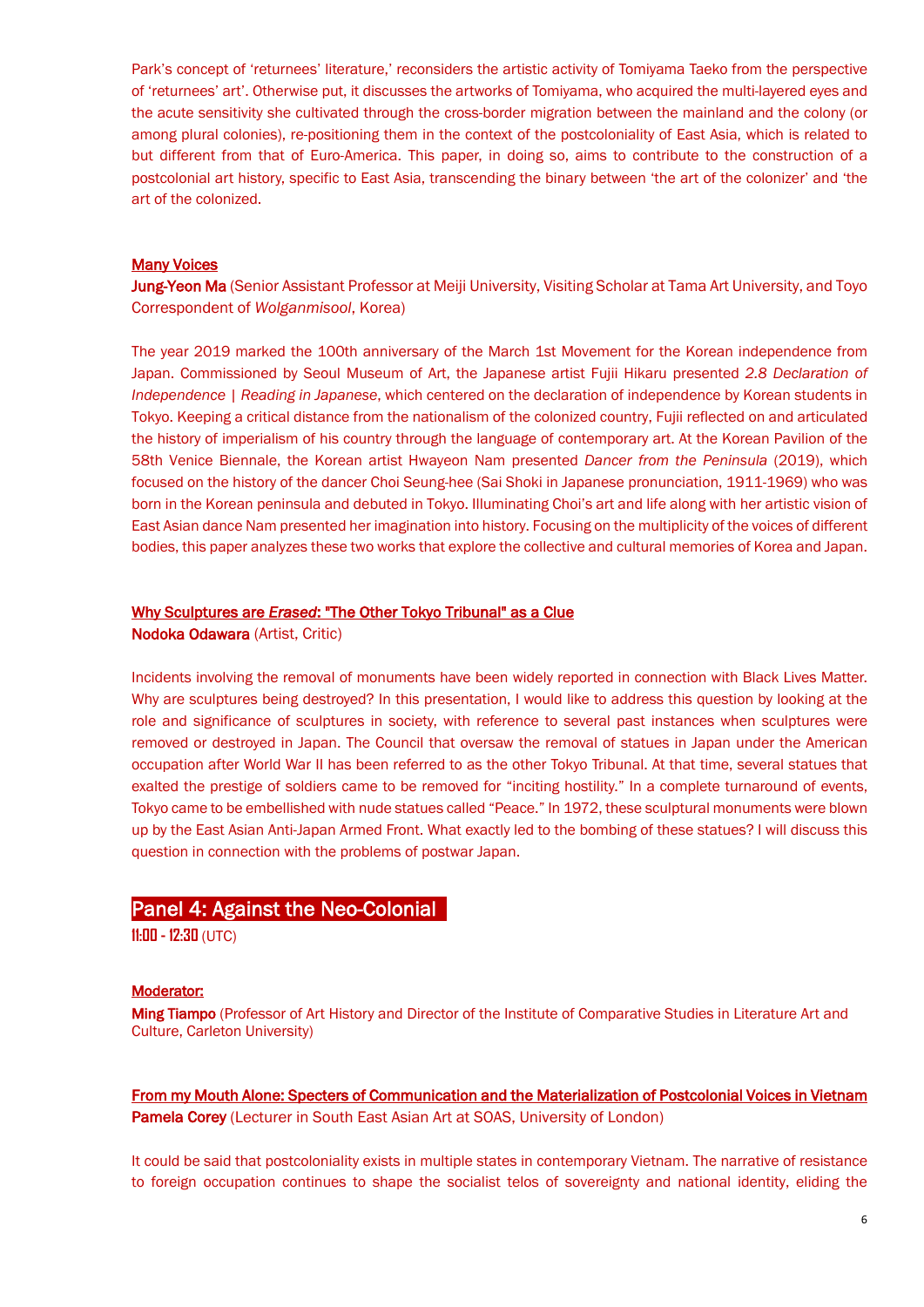Park's concept of 'returnees' literature,' reconsiders the artistic activity of Tomiyama Taeko from the perspective of 'returnees' art'. Otherwise put, it discusses the artworks of Tomiyama, who acquired the multi-layered eyes and the acute sensitivity she cultivated through the cross-border migration between the mainland and the colony (or among plural colonies), re-positioning them in the context of the postcoloniality of East Asia, which is related to but different from that of Euro-America. This paper, in doing so, aims to contribute to the construction of a postcolonial art history, specific to East Asia, transcending the binary between 'the art of the colonizer' and 'the art of the colonized.

### Many Voices

**Jung-Yeon Ma** (Senior Assistant Professor at Meiji University, Visiting Scholar at Tama Art University, and Toyo Correspondent of *Wolganmisool*, Korea)

The year 2019 marked the 100th anniversary of the March 1st Movement for the Korean independence from Japan. Commissioned by Seoul Museum of Art, the Japanese artist Fujii Hikaru presented *2.8 Declaration of Independence | Reading in Japanese*, which centered on the declaration of independence by Korean students in Tokyo. Keeping a critical distance from the nationalism of the colonized country, Fujii reflected on and articulated the history of imperialism of his country through the language of contemporary art. At the Korean Pavilion of the 58th Venice Biennale, the Korean artist Hwayeon Nam presented *Dancer from the Peninsula* (2019), which focused on the history of the dancer Choi Seung-hee (Sai Shoki in Japanese pronunciation, 1911-1969) who was born in the Korean peninsula and debuted in Tokyo. Illuminating Choi's art and life along with her artistic vision of East Asian dance Nam presented her imagination into history. Focusing on the multiplicity of the voices of different bodies, this paper analyzes these two works that explore the collective and cultural memories of Korea and Japan.

### Why Sculptures are *Erased*: "The Other Tokyo Tribunal" as a Clue

**Nodoka Odawara** (Artist, Critic)

Incidents involving the removal of monuments have been widely reported in connection with Black Lives Matter. Why are sculptures being destroyed? In this presentation, I would like to address this question by looking at the role and significance of sculptures in society, with reference to several past instances when sculptures were removed or destroyed in Japan. The Council that oversaw the removal of statues in Japan under the American occupation after World War II has been referred to as the other Tokyo Tribunal. At that time, several statues that exalted the prestige of soldiers came to be removed for "inciting hostility." In a complete turnaround of events, Tokyo came to be embellished with nude statues called "Peace." In 1972, these sculptural monuments were blown up by the East Asian Anti-Japan Armed Front. What exactly led to the bombing of these statues? I will discuss this question in connection with the problems of postwar Japan.

## Panel 4: Against the Neo-Colonial

**11:00 - 12:30** (UTC)

**Moderator:**

**Ming Tiampo** (Professor of Art History and Director of the Institute of Comparative Studies in Literature Art and Culture, Carleton University)

### From my Mouth Alone: Specters of Communication and the Materialization of Postcolonial Voices in Vietnam

**Pamela Corey** (Lecturer in South East Asian Art at SOAS, University of London)

It could be said that postcoloniality exists in multiple states in contemporary Vietnam. The narrative of resistance to foreign occupation continues to shape the socialist telos of sovereignty and national identity, eliding the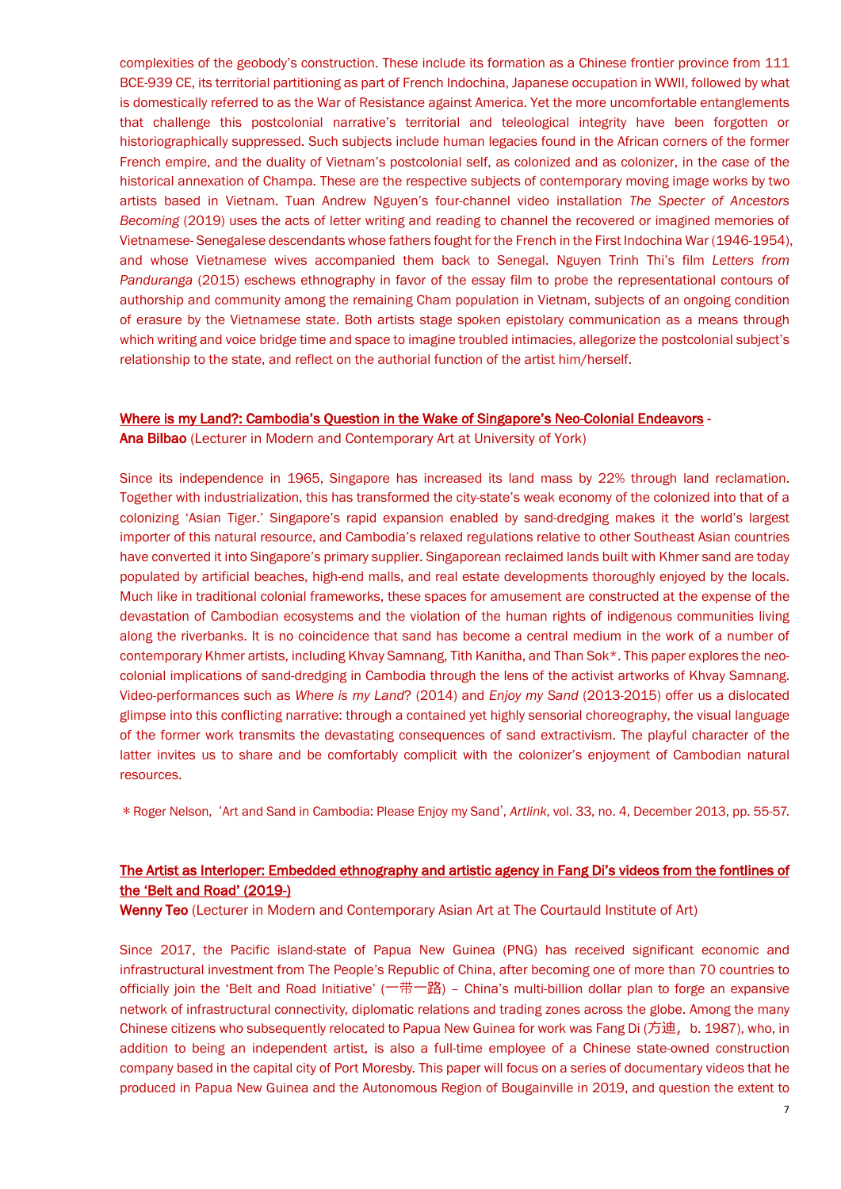complexities of the geobody's construction. These include its formation as a Chinese frontier province from 111 BCE-939 CE, its territorial partitioning as part of French Indochina, Japanese occupation in WWII, followed by what is domestically referred to as the War of Resistance against America. Yet the more uncomfortable entanglements that challenge this postcolonial narrative's territorial and teleological integrity have been forgotten or historiographically suppressed. Such subjects include human legacies found in the African corners of the former French empire, and the duality of Vietnam's postcolonial self, as colonized and as colonizer, in the case of the historical annexation of Champa. These are the respective subjects of contemporary moving image works by two artists based in Vietnam. Tuan Andrew Nguyen's four-channel video installation *The Specter of Ancestors Becoming* (2019) uses the acts of letter writing and reading to channel the recovered or imagined memories of Vietnamese- Senegalese descendants whose fathers fought for the French in the First Indochina War (1946-1954), and whose Vietnamese wives accompanied them back to Senegal. Nguyen Trinh Thi's film *Letters from Panduranga* (2015) eschews ethnography in favor of the essay film to probe the representational contours of authorship and community among the remaining Cham population in Vietnam, subjects of an ongoing condition of erasure by the Vietnamese state. Both artists stage spoken epistolary communication as a means through which writing and voice bridge time and space to imagine troubled intimacies, allegorize the postcolonial subject's relationship to the state, and reflect on the authorial function of the artist him/herself.

**Where is my Land?: Cambodia's Question in the Wake of Singapore's Neo-Colonial Endeavors** -
**Ana Bilbao** (Lecturer in Modern and Contemporary Art at University of York)

Since its independence in 1965, Singapore has increased its land mass by 22% through land reclamation. Together with industrialization, this has transformed the city-state's weak economy of the colonized into that of a colonizing 'Asian Tiger.' Singapore's rapid expansion enabled by sand-dredging makes it the world's largest importer of this natural resource, and Cambodia's relaxed regulations relative to other Southeast Asian countries have converted it into Singapore's primary supplier. Singaporean reclaimed lands built with Khmer sand are today populated by artificial beaches, high-end malls, and real estate developments thoroughly enjoyed by the locals. Much like in traditional colonial frameworks, these spaces for amusement are constructed at the expense of the devastation of Cambodian ecosystems and the violation of the human rights of indigenous communities living along the riverbanks. It is no coincidence that sand has become a central medium in the work of a number of contemporary Khmer artists, including Khvay Samnang, Tith Kanitha, and Than Sok*. This paper explores the neo-colonial implications of sand-dredging in Cambodia through the lens of the activist artworks of Khvay Samnang. Video-performances such as *Where is my Land*? (2014) and *Enjoy my Sand* (2013-2015) offer us a dislocated glimpse into this conflicting narrative: through a contained yet highly sensorial choreography, the visual language of the former work transmits the devastating consequences of sand extractivism. The playful character of the latter invites us to share and be comfortably complicit with the colonizer's enjoyment of Cambodian natural resources.

\* Roger Nelson, 'Art and Sand in Cambodia: Please Enjoy my Sand', *Artlink*, vol. 33, no. 4, December 2013, pp. 55-57.

**The Artist as Interloper: Embedded ethnography and artistic agency in Fang Di's videos from the fontlines of the 'Belt and Road' (2019-)**
**Wenny Teo** (Lecturer in Modern and Contemporary Asian Art at The Courtauld Institute of Art)

Since 2017, the Pacific island-state of Papua New Guinea (PNG) has received significant economic and infrastructural investment from The People's Republic of China, after becoming one of more than 70 countries to officially join the 'Belt and Road Initiative' (一带一路) – China's multi-billion dollar plan to forge an expansive network of infrastructural connectivity, diplomatic relations and trading zones across the globe. Among the many Chinese citizens who subsequently relocated to Papua New Guinea for work was Fang Di (方迪，b. 1987), who, in addition to being an independent artist, is also a full-time employee of a Chinese state-owned construction company based in the capital city of Port Moresby. This paper will focus on a series of documentary videos that he produced in Papua New Guinea and the Autonomous Region of Bougainville in 2019, and question the extent to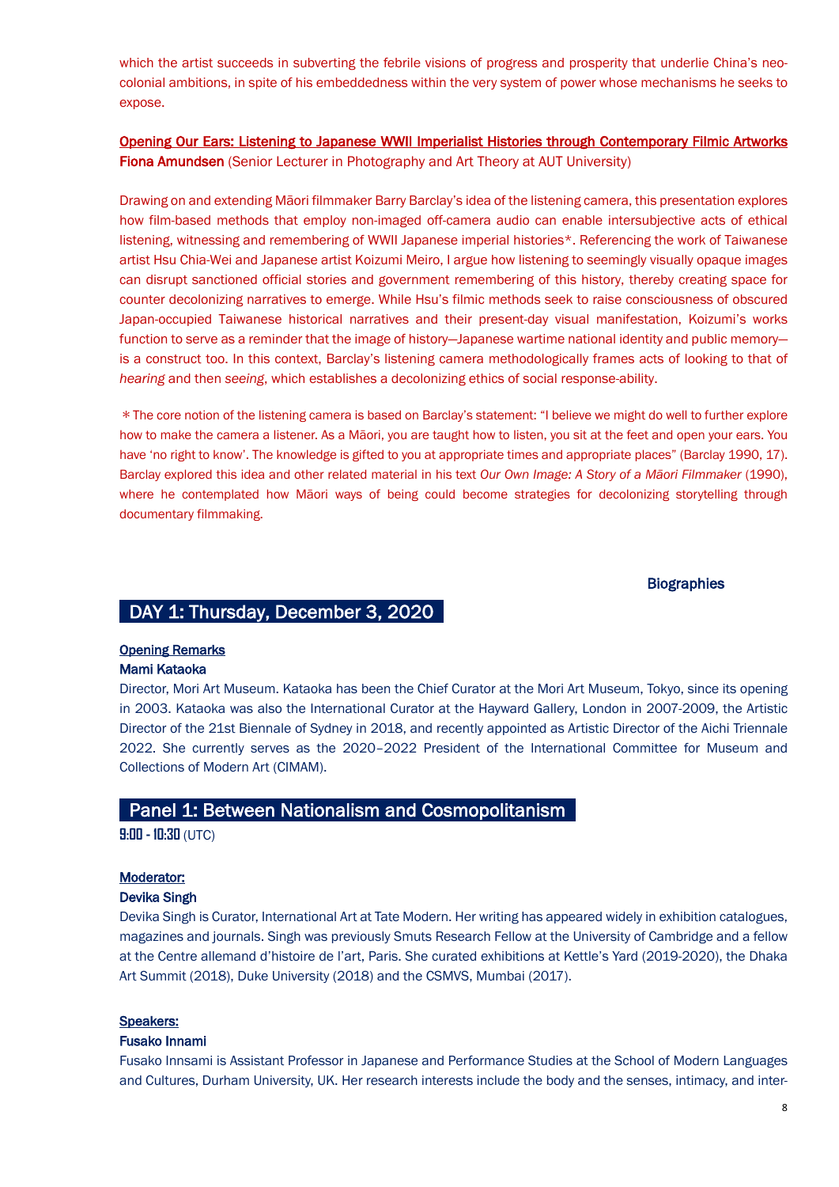which the artist succeeds in subverting the febrile visions of progress and prosperity that underlie China's neo-colonial ambitions, in spite of his embeddedness within the very system of power whose mechanisms he seeks to expose.

**Opening Our Ears: Listening to Japanese WWII Imperialist Histories through Contemporary Filmic Artworks**
**Fiona Amundsen** (Senior Lecturer in Photography and Art Theory at AUT University)

Drawing on and extending Māori filmmaker Barry Barclay's idea of the listening camera, this presentation explores how film-based methods that employ non-imaged off-camera audio can enable intersubjective acts of ethical listening, witnessing and remembering of WWII Japanese imperial histories*. Referencing the work of Taiwanese artist Hsu Chia-Wei and Japanese artist Koizumi Meiro, I argue how listening to seemingly visually opaque images can disrupt sanctioned official stories and government remembering of this history, thereby creating space for counter decolonizing narratives to emerge. While Hsu's filmic methods seek to raise consciousness of obscured Japan-occupied Taiwanese historical narratives and their present-day visual manifestation, Koizumi's works function to serve as a reminder that the image of history—Japanese wartime national identity and public memory—is a construct too. In this context, Barclay's listening camera methodologically frames acts of looking to that of *hearing* and then *seeing*, which establishes a decolonizing ethics of social response-ability.

*The core notion of the listening camera is based on Barclay's statement: "I believe we might do well to further explore how to make the camera a listener. As a Māori, you are taught how to listen, you sit at the feet and open your ears. You have 'no right to know'. The knowledge is gifted to you at appropriate times and appropriate places" (Barclay 1990, 17). Barclay explored this idea and other related material in his text *Our Own Image: A Story of a Māori Filmmaker* (1990), where he contemplated how Māori ways of being could become strategies for decolonizing storytelling through documentary filmmaking.

# Biographies

## DAY 1: Thursday, December 3, 2020

**Opening Remarks**

**Mami Kataoka**

Director, Mori Art Museum. Kataoka has been the Chief Curator at the Mori Art Museum, Tokyo, since its opening in 2003. Kataoka was also the International Curator at the Hayward Gallery, London in 2007-2009, the Artistic Director of the 21st Biennale of Sydney in 2018, and recently appointed as Artistic Director of the Aichi Triennale 2022. She currently serves as the 2020–2022 President of the International Committee for Museum and Collections of Modern Art (CIMAM).

## Panel 1: Between Nationalism and Cosmopolitanism

**9:00 - 10:30** (UTC)

**Moderator:**

**Devika Singh**

Devika Singh is Curator, International Art at Tate Modern. Her writing has appeared widely in exhibition catalogues, magazines and journals. Singh was previously Smuts Research Fellow at the University of Cambridge and a fellow at the Centre allemand d'histoire de l'art, Paris. She curated exhibitions at Kettle's Yard (2019-2020), the Dhaka Art Summit (2018), Duke University (2018) and the CSMVS, Mumbai (2017).

**Speakers:**

**Fusako Innami**

Fusako Innsami is Assistant Professor in Japanese and Performance Studies at the School of Modern Languages and Cultures, Durham University, UK. Her research interests include the body and the senses, intimacy, and inter-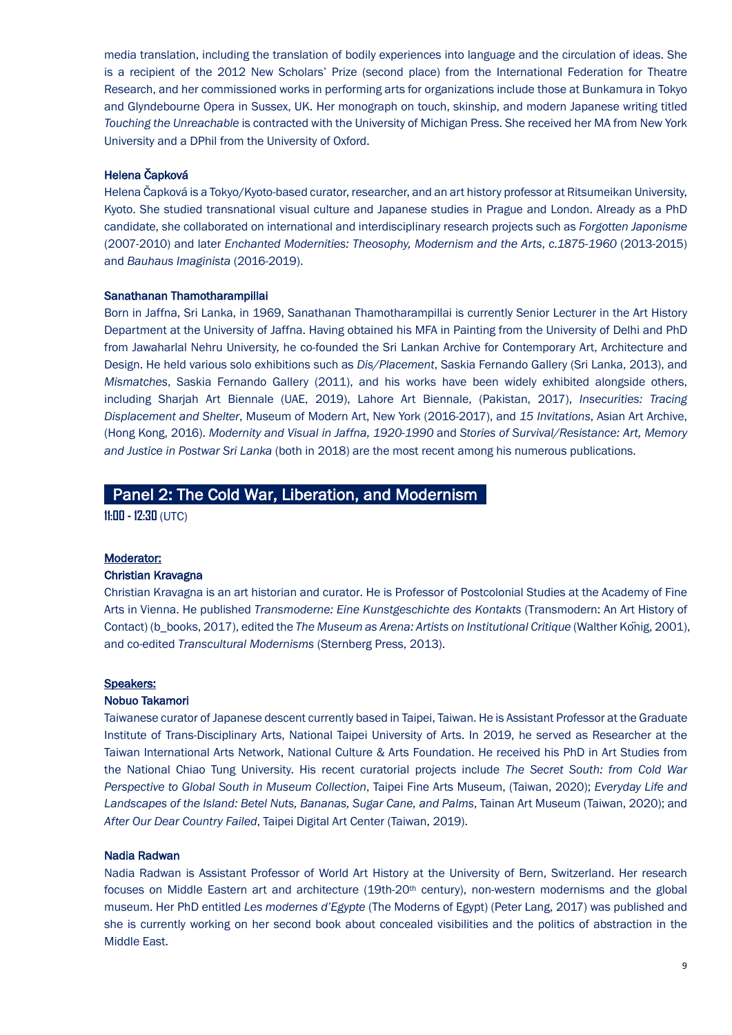media translation, including the translation of bodily experiences into language and the circulation of ideas. She is a recipient of the 2012 New Scholars' Prize (second place) from the International Federation for Theatre Research, and her commissioned works in performing arts for organizations include those at Bunkamura in Tokyo and Glyndebourne Opera in Sussex, UK. Her monograph on touch, skinship, and modern Japanese writing titled *Touching the Unreachable* is contracted with the University of Michigan Press. She received her MA from New York University and a DPhil from the University of Oxford.

**Helena Čapková**

Helena Čapková is a Tokyo/Kyoto-based curator, researcher, and an art history professor at Ritsumeikan University, Kyoto. She studied transnational visual culture and Japanese studies in Prague and London. Already as a PhD candidate, she collaborated on international and interdisciplinary research projects such as *Forgotten Japonisme* (2007-2010) and later *Enchanted Modernities: Theosophy, Modernism and the Arts, c.1875-1960* (2013-2015) and *Bauhaus Imaginista* (2016-2019).

**Sanathanan Thamotharampillai**

Born in Jaffna, Sri Lanka, in 1969, Sanathanan Thamotharampillai is currently Senior Lecturer in the Art History Department at the University of Jaffna. Having obtained his MFA in Painting from the University of Delhi and PhD from Jawaharlal Nehru University, he co-founded the Sri Lankan Archive for Contemporary Art, Architecture and Design. He held various solo exhibitions such as *Dis/Placement*, Saskia Fernando Gallery (Sri Lanka, 2013), and *Mismatches*, Saskia Fernando Gallery (2011), and his works have been widely exhibited alongside others, including Sharjah Art Biennale (UAE, 2019), Lahore Art Biennale, (Pakistan, 2017), *Insecurities: Tracing Displacement and Shelter*, Museum of Modern Art, New York (2016-2017), and *15 Invitations*, Asian Art Archive, (Hong Kong, 2016). *Modernity and Visual in Jaffna, 1920-1990* and *Stories of Survival/Resistance: Art, Memory and Justice in Postwar Sri Lanka* (both in 2018) are the most recent among his numerous publications.

## Panel 2: The Cold War, Liberation, and Modernism

**11:00 - 12:30** (UTC)

**Moderator:**

**Christian Kravagna**

Christian Kravagna is an art historian and curator. He is Professor of Postcolonial Studies at the Academy of Fine Arts in Vienna. He published *Transmoderne: Eine Kunstgeschichte des Kontakts* (Transmodern: An Art History of Contact) (b_books, 2017), edited the *The Museum as Arena: Artists on Institutional Critique* (Walther König, 2001), and co-edited *Transcultural Modernisms* (Sternberg Press, 2013).

**Speakers:**

**Nobuo Takamori**

Taiwanese curator of Japanese descent currently based in Taipei, Taiwan. He is Assistant Professor at the Graduate Institute of Trans-Disciplinary Arts, National Taipei University of Arts. In 2019, he served as Researcher at the Taiwan International Arts Network, National Culture & Arts Foundation. He received his PhD in Art Studies from the National Chiao Tung University. His recent curatorial projects include *The Secret South: from Cold War Perspective to Global South in Museum Collection*, Taipei Fine Arts Museum, (Taiwan, 2020); *Everyday Life and Landscapes of the Island: Betel Nuts, Bananas, Sugar Cane, and Palms*, Tainan Art Museum (Taiwan, 2020); and *After Our Dear Country Failed*, Taipei Digital Art Center (Taiwan, 2019).

**Nadia Radwan**

Nadia Radwan is Assistant Professor of World Art History at the University of Bern, Switzerland. Her research focuses on Middle Eastern art and architecture (19th-20th century), non-western modernisms and the global museum. Her PhD entitled *Les modernes d'Egypte* (The Moderns of Egypt) (Peter Lang, 2017) was published and she is currently working on her second book about concealed visibilities and the politics of abstraction in the Middle East.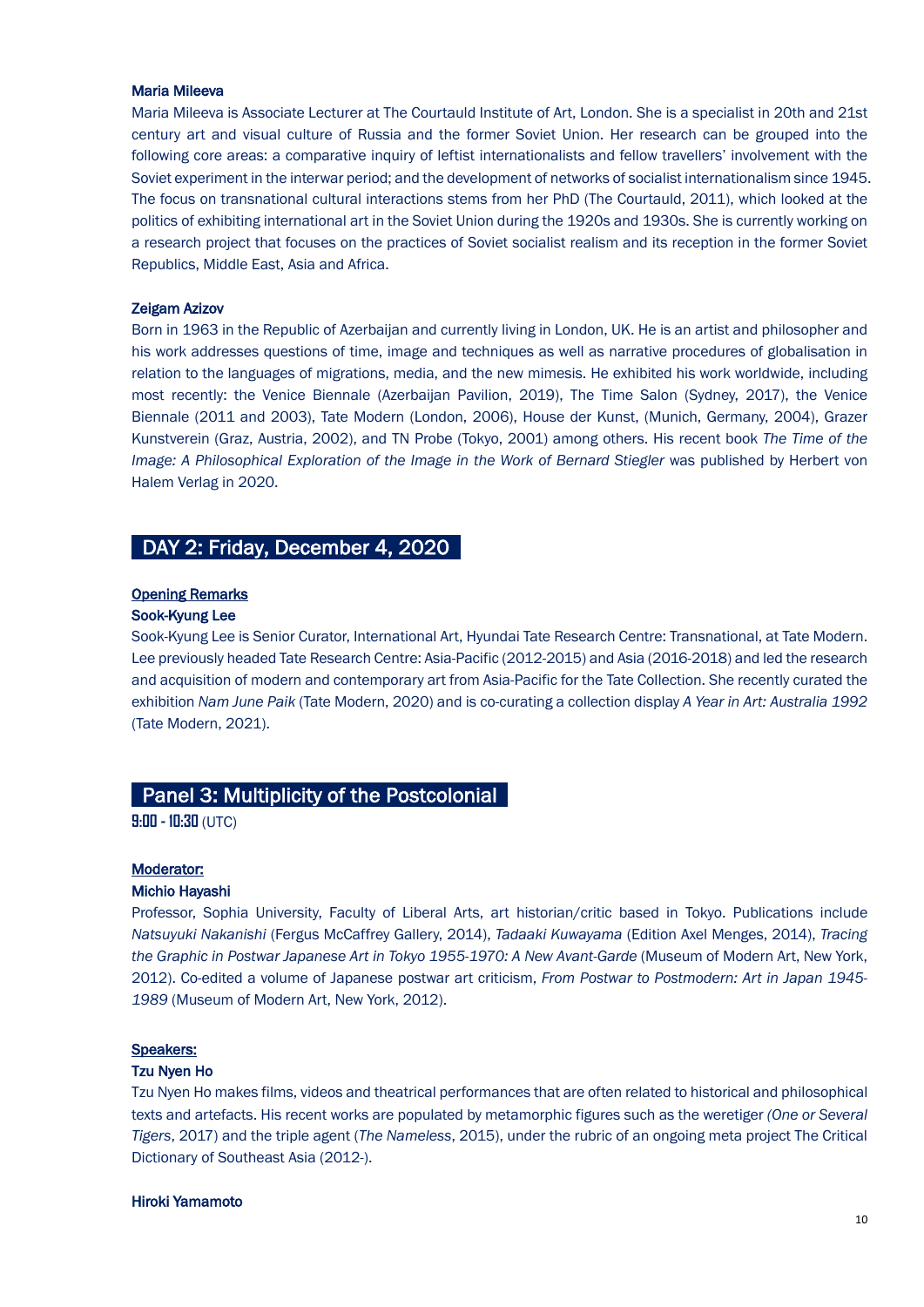**Maria Mileeva**

Maria Mileeva is Associate Lecturer at The Courtauld Institute of Art, London. She is a specialist in 20th and 21st century art and visual culture of Russia and the former Soviet Union. Her research can be grouped into the following core areas: a comparative inquiry of leftist internationalists and fellow travellers' involvement with the Soviet experiment in the interwar period; and the development of networks of socialist internationalism since 1945. The focus on transnational cultural interactions stems from her PhD (The Courtauld, 2011), which looked at the politics of exhibiting international art in the Soviet Union during the 1920s and 1930s. She is currently working on a research project that focuses on the practices of Soviet socialist realism and its reception in the former Soviet Republics, Middle East, Asia and Africa.

**Zeigam Azizov**

Born in 1963 in the Republic of Azerbaijan and currently living in London, UK. He is an artist and philosopher and his work addresses questions of time, image and techniques as well as narrative procedures of globalisation in relation to the languages of migrations, media, and the new mimesis. He exhibited his work worldwide, including most recently: the Venice Biennale (Azerbaijan Pavilion, 2019), The Time Salon (Sydney, 2017), the Venice Biennale (2011 and 2003), Tate Modern (London, 2006), House der Kunst, (Munich, Germany, 2004), Grazer Kunstverein (Graz, Austria, 2002), and TN Probe (Tokyo, 2001) among others. His recent book *The Time of the Image: A Philosophical Exploration of the Image in the Work of Bernard Stiegler* was published by Herbert von Halem Verlag in 2020.

## DAY 2: Friday, December 4, 2020

**Opening Remarks**

**Sook-Kyung Lee**

Sook-Kyung Lee is Senior Curator, International Art, Hyundai Tate Research Centre: Transnational, at Tate Modern. Lee previously headed Tate Research Centre: Asia-Pacific (2012-2015) and Asia (2016-2018) and led the research and acquisition of modern and contemporary art from Asia-Pacific for the Tate Collection. She recently curated the exhibition *Nam June Paik* (Tate Modern, 2020) and is co-curating a collection display *A Year in Art: Australia 1992* (Tate Modern, 2021).

## Panel 3: Multiplicity of the Postcolonial

**9:00 - 10:30** (UTC)

**Moderator:**

**Michio Hayashi**

Professor, Sophia University, Faculty of Liberal Arts, art historian/critic based in Tokyo. Publications include *Natsuyuki Nakanishi* (Fergus McCaffrey Gallery, 2014), *Tadaaki Kuwayama* (Edition Axel Menges, 2014), *Tracing the Graphic in Postwar Japanese Art in Tokyo 1955-1970: A New Avant-Garde* (Museum of Modern Art, New York, 2012). Co-edited a volume of Japanese postwar art criticism, *From Postwar to Postmodern: Art in Japan 1945-1989* (Museum of Modern Art, New York, 2012).

**Speakers:**

**Tzu Nyen Ho**

Tzu Nyen Ho makes films, videos and theatrical performances that are often related to historical and philosophical texts and artefacts. His recent works are populated by metamorphic figures such as the weretiger *(One or Several Tigers*, 2017) and the triple agent (*The Nameless*, 2015), under the rubric of an ongoing meta project The Critical Dictionary of Southeast Asia (2012-).

**Hiroki Yamamoto**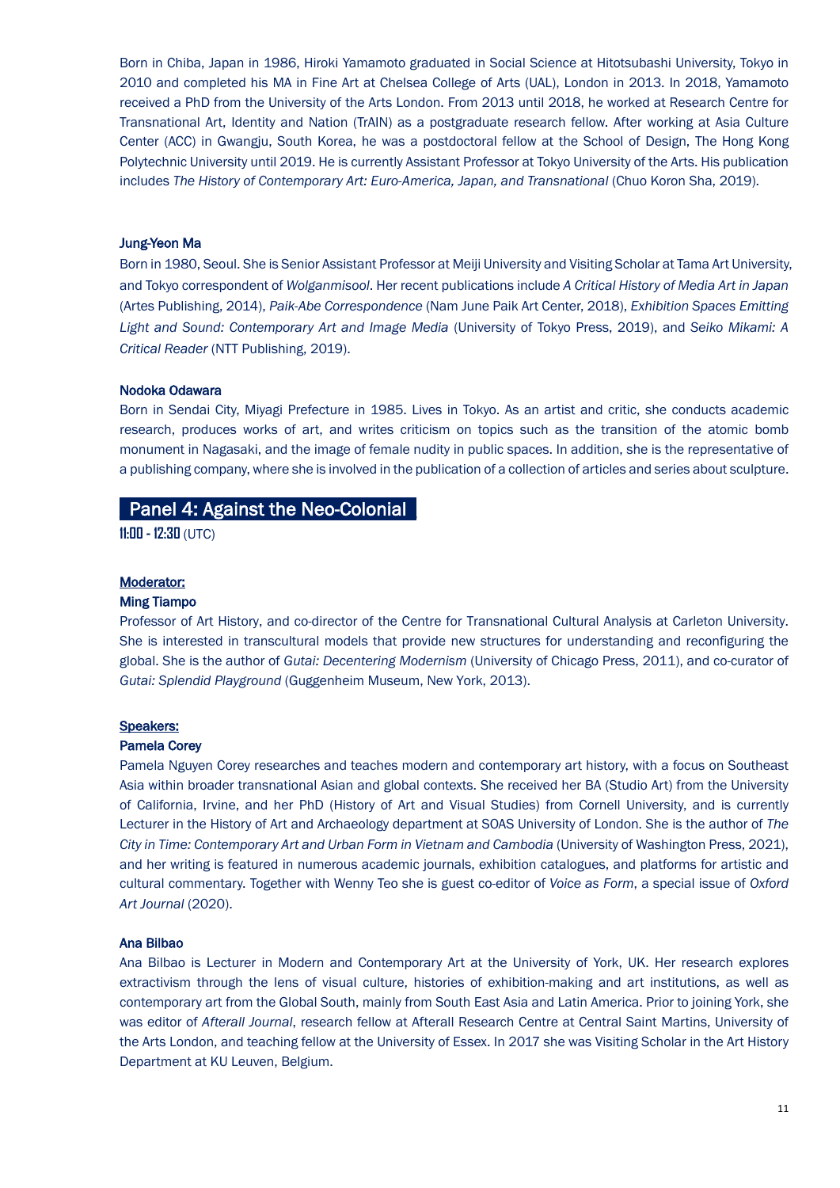Born in Chiba, Japan in 1986, Hiroki Yamamoto graduated in Social Science at Hitotsubashi University, Tokyo in 2010 and completed his MA in Fine Art at Chelsea College of Arts (UAL), London in 2013. In 2018, Yamamoto received a PhD from the University of the Arts London. From 2013 until 2018, he worked at Research Centre for Transnational Art, Identity and Nation (TrAIN) as a postgraduate research fellow. After working at Asia Culture Center (ACC) in Gwangju, South Korea, he was a postdoctoral fellow at the School of Design, The Hong Kong Polytechnic University until 2019. He is currently Assistant Professor at Tokyo University of the Arts. His publication includes *The History of Contemporary Art: Euro-America, Japan, and Transnational* (Chuo Koron Sha, 2019).

### Jung-Yeon Ma

Born in 1980, Seoul. She is Senior Assistant Professor at Meiji University and Visiting Scholar at Tama Art University, and Tokyo correspondent of *Wolganmisool*. Her recent publications include *A Critical History of Media Art in Japan* (Artes Publishing, 2014), *Paik-Abe Correspondence* (Nam June Paik Art Center, 2018), *Exhibition Spaces Emitting Light and Sound: Contemporary Art and Image Media* (University of Tokyo Press, 2019), and *Seiko Mikami: A Critical Reader* (NTT Publishing, 2019).

### Nodoka Odawara

Born in Sendai City, Miyagi Prefecture in 1985. Lives in Tokyo. As an artist and critic, she conducts academic research, produces works of art, and writes criticism on topics such as the transition of the atomic bomb monument in Nagasaki, and the image of female nudity in public spaces. In addition, she is the representative of a publishing company, where she is involved in the publication of a collection of articles and series about sculpture.

## Panel 4: Against the Neo-Colonial

**11:00 - 12:30** (UTC)

**Moderator:**

### Ming Tiampo

Professor of Art History, and co-director of the Centre for Transnational Cultural Analysis at Carleton University. She is interested in transcultural models that provide new structures for understanding and reconfiguring the global. She is the author of *Gutai: Decentering Modernism* (University of Chicago Press, 2011), and co-curator of *Gutai: Splendid Playground* (Guggenheim Museum, New York, 2013).

**Speakers:**

### Pamela Corey

Pamela Nguyen Corey researches and teaches modern and contemporary art history, with a focus on Southeast Asia within broader transnational Asian and global contexts. She received her BA (Studio Art) from the University of California, Irvine, and her PhD (History of Art and Visual Studies) from Cornell University, and is currently Lecturer in the History of Art and Archaeology department at SOAS University of London. She is the author of *The City in Time: Contemporary Art and Urban Form in Vietnam and Cambodia* (University of Washington Press, 2021), and her writing is featured in numerous academic journals, exhibition catalogues, and platforms for artistic and cultural commentary. Together with Wenny Teo she is guest co-editor of *Voice as Form*, a special issue of *Oxford Art Journal* (2020).

### Ana Bilbao

Ana Bilbao is Lecturer in Modern and Contemporary Art at the University of York, UK. Her research explores extractivism through the lens of visual culture, histories of exhibition-making and art institutions, as well as contemporary art from the Global South, mainly from South East Asia and Latin America. Prior to joining York, she was editor of *Afterall Journal*, research fellow at Afterall Research Centre at Central Saint Martins, University of the Arts London, and teaching fellow at the University of Essex. In 2017 she was Visiting Scholar in the Art History Department at KU Leuven, Belgium.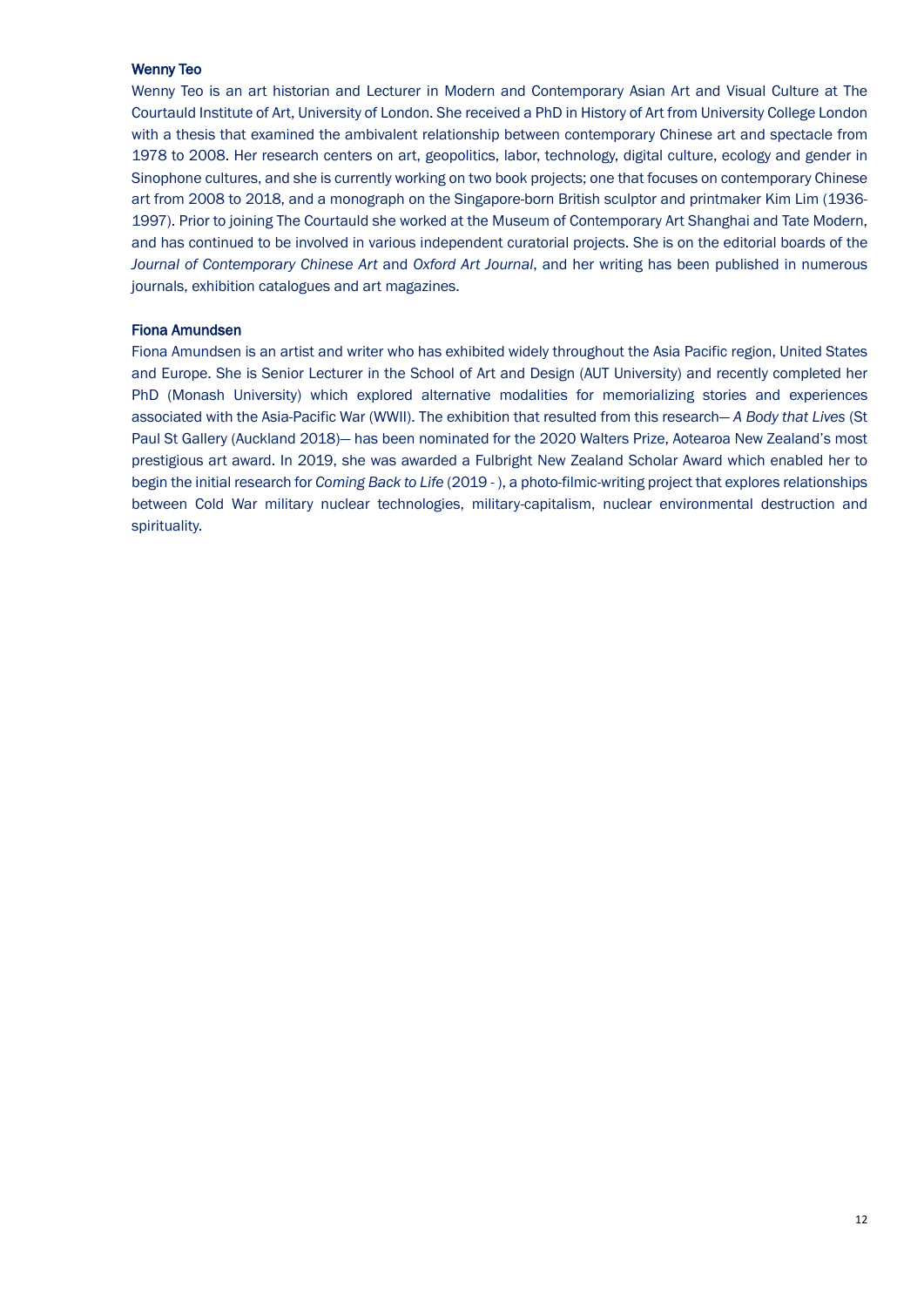### Wenny Teo

Wenny Teo is an art historian and Lecturer in Modern and Contemporary Asian Art and Visual Culture at The Courtauld Institute of Art, University of London. She received a PhD in History of Art from University College London with a thesis that examined the ambivalent relationship between contemporary Chinese art and spectacle from 1978 to 2008. Her research centers on art, geopolitics, labor, technology, digital culture, ecology and gender in Sinophone cultures, and she is currently working on two book projects; one that focuses on contemporary Chinese art from 2008 to 2018, and a monograph on the Singapore-born British sculptor and printmaker Kim Lim (1936-1997). Prior to joining The Courtauld she worked at the Museum of Contemporary Art Shanghai and Tate Modern, and has continued to be involved in various independent curatorial projects. She is on the editorial boards of the *Journal of Contemporary Chinese Art* and *Oxford Art Journal*, and her writing has been published in numerous journals, exhibition catalogues and art magazines.

### Fiona Amundsen

Fiona Amundsen is an artist and writer who has exhibited widely throughout the Asia Pacific region, United States and Europe. She is Senior Lecturer in the School of Art and Design (AUT University) and recently completed her PhD (Monash University) which explored alternative modalities for memorializing stories and experiences associated with the Asia-Pacific War (WWII). The exhibition that resulted from this research— *A Body that Lives* (St Paul St Gallery (Auckland 2018)— has been nominated for the 2020 Walters Prize, Aotearoa New Zealand's most prestigious art award. In 2019, she was awarded a Fulbright New Zealand Scholar Award which enabled her to begin the initial research for *Coming Back to Life* (2019 - ), a photo-filmic-writing project that explores relationships between Cold War military nuclear technologies, military-capitalism, nuclear environmental destruction and spirituality.